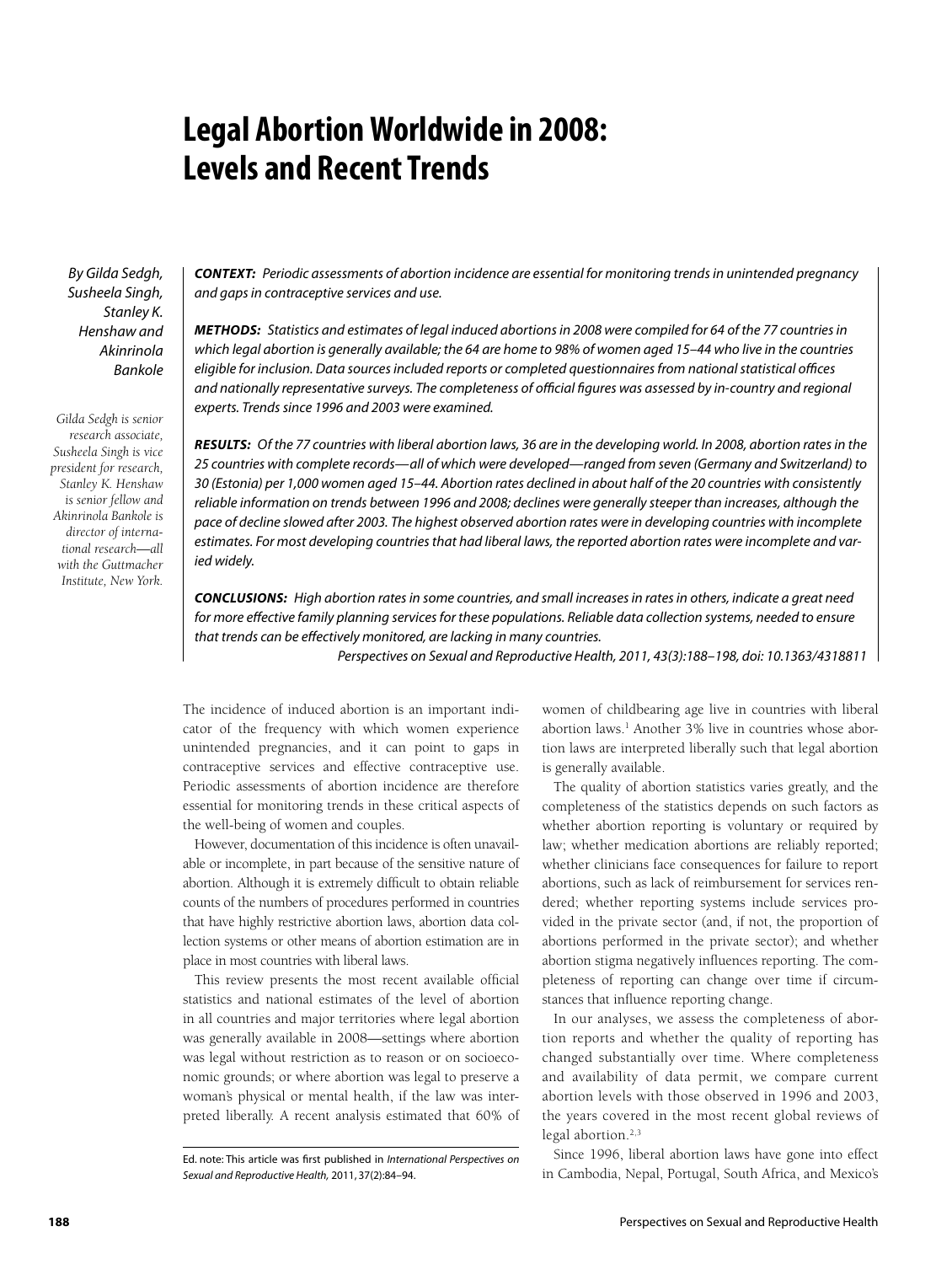# Legal Abortion Worldwide in 2008: Levels and Recent Trends

*By Gilda Sedgh, Susheela Singh, Stanley K. Henshaw and Akinrinola Bankole*

*Gilda Sedgh is senior research associate, Susheela Singh is vice president for research, Stanley K. Henshaw is senior fellow and Akinrinola Bankole is director of international research—all with the Guttmacher Institute, New York.*

***CONTEXT:*** *Periodic assessments of abortion incidence are essential for monitoring trends in unintended pregnancy and gaps in contraceptive services and use.*

***METHODS:*** *Statistics and estimates of legal induced abortions in 2008 were compiled for 64 of the 77 countries in which legal abortion is generally available; the 64 are home to 98% of women aged 15–44 who live in the countries eligible for inclusion. Data sources included reports or completed questionnaires from national statistical offices and nationally representative surveys. The completeness of official figures was assessed by in-country and regional experts. Trends since 1996 and 2003 were examined.*

***RESULTS:*** *Of the 77 countries with liberal abortion laws, 36 are in the developing world. In 2008, abortion rates in the 25 countries with complete records—all of which were developed—ranged from seven (Germany and Switzerland) to 30 (Estonia) per 1,000 women aged 15–44. Abortion rates declined in about half of the 20 countries with consistently reliable information on trends between 1996 and 2008; declines were generally steeper than increases, although the pace of decline slowed after 2003. The highest observed abortion rates were in developing countries with incomplete estimates. For most developing countries that had liberal laws, the reported abortion rates were incomplete and varied widely.*

***CONCLUSIONS:*** *High abortion rates in some countries, and small increases in rates in others, indicate a great need for more effective family planning services for these populations. Reliable data collection systems, needed to ensure that trends can be effectively monitored, are lacking in many countries.*

*Perspectives on Sexual and Reproductive Health, 2011, 43(3):188–198, doi: 10.1363/4318811*

The incidence of induced abortion is an important indicator of the frequency with which women experience unintended pregnancies, and it can point to gaps in contraceptive services and effective contraceptive use. Periodic assessments of abortion incidence are therefore essential for monitoring trends in these critical aspects of the well-being of women and couples.

However, documentation of this incidence is often unavailable or incomplete, in part because of the sensitive nature of abortion. Although it is extremely difficult to obtain reliable counts of the numbers of procedures performed in countries that have highly restrictive abortion laws, abortion data collection systems or other means of abortion estimation are in place in most countries with liberal laws.

This review presents the most recent available official statistics and national estimates of the level of abortion in all countries and major territories where legal abortion was generally available in 2008—settings where abortion was legal without restriction as to reason or on socioeconomic grounds; or where abortion was legal to preserve a woman's physical or mental health, if the law was interpreted liberally. A recent analysis estimated that 60% of women of childbearing age live in countries with liberal abortion laws.[1] Another 3% live in countries whose abortion laws are interpreted liberally such that legal abortion is generally available.

The quality of abortion statistics varies greatly, and the completeness of the statistics depends on such factors as whether abortion reporting is voluntary or required by law; whether medication abortions are reliably reported; whether clinicians face consequences for failure to report abortions, such as lack of reimbursement for services rendered; whether reporting systems include services provided in the private sector (and, if not, the proportion of abortions performed in the private sector); and whether abortion stigma negatively influences reporting. The completeness of reporting can change over time if circumstances that influence reporting change.

In our analyses, we assess the completeness of abortion reports and whether the quality of reporting has changed substantially over time. Where completeness and availability of data permit, we compare current abortion levels with those observed in 1996 and 2003, the years covered in the most recent global reviews of legal abortion.[2,3]

Since 1996, liberal abortion laws have gone into effect in Cambodia, Nepal, Portugal, South Africa, and Mexico's

Ed. note: This article was first published in *International Perspectives on Sexual and Reproductive Health,* 2011, 37(2):84–94.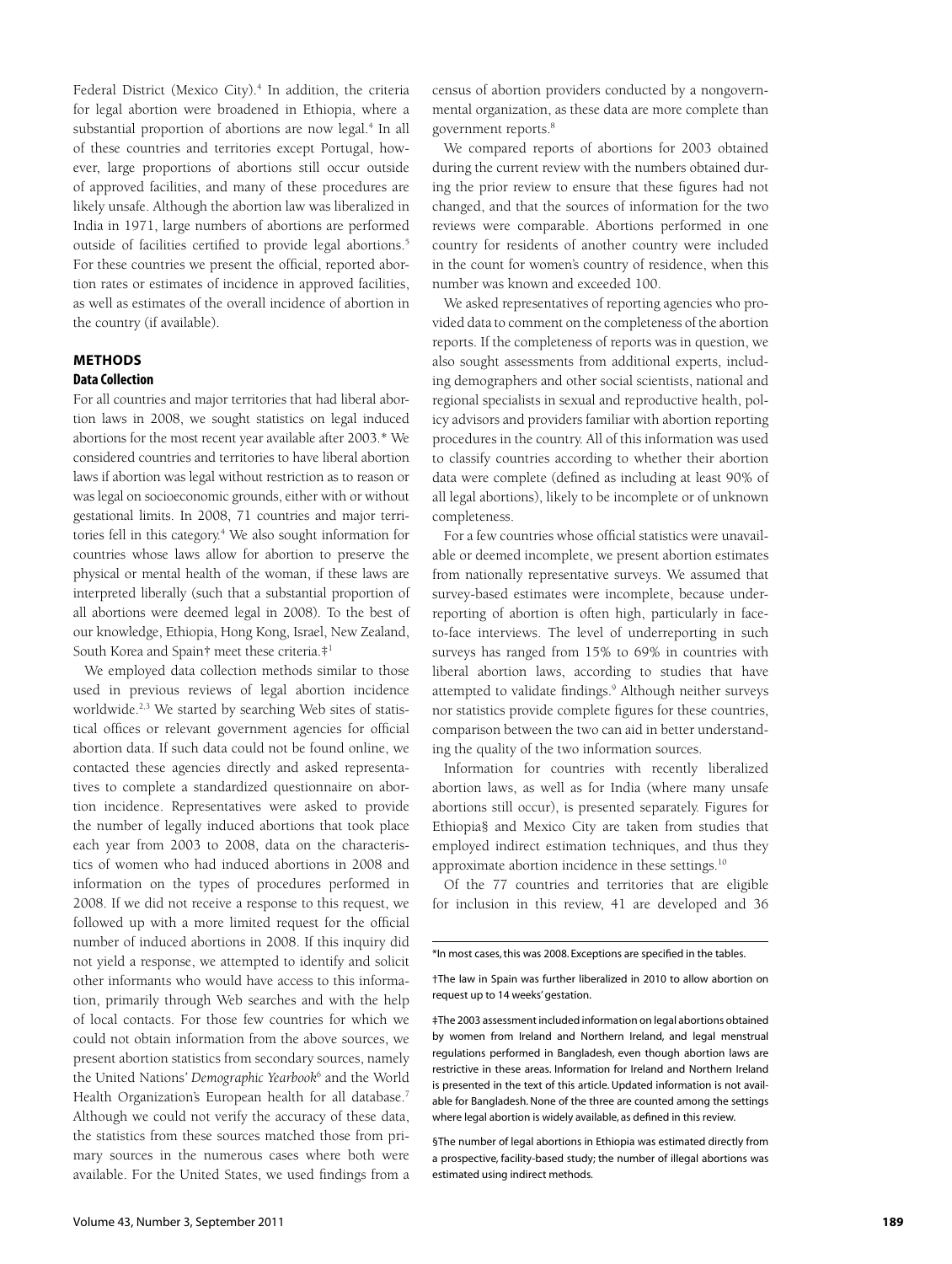Federal District (Mexico City).[4] In addition, the criteria for legal abortion were broadened in Ethiopia, where a substantial proportion of abortions are now legal.[4] In all of these countries and territories except Portugal, however, large proportions of abortions still occur outside of approved facilities, and many of these procedures are likely unsafe. Although the abortion law was liberalized in India in 1971, large numbers of abortions are performed outside of facilities certified to provide legal abortions.[5] For these countries we present the official, reported abortion rates or estimates of incidence in approved facilities, as well as estimates of the overall incidence of abortion in the country (if available).

## METHODS

### Data Collection

For all countries and major territories that had liberal abortion laws in 2008, we sought statistics on legal induced abortions for the most recent year available after 2003.* We considered countries and territories to have liberal abortion laws if abortion was legal without restriction as to reason or was legal on socioeconomic grounds, either with or without gestational limits. In 2008, 71 countries and major territories fell in this category.[4] We also sought information for countries whose laws allow for abortion to preserve the physical or mental health of the woman, if these laws are interpreted liberally (such that a substantial proportion of all abortions were deemed legal in 2008). To the best of our knowledge, Ethiopia, Hong Kong, Israel, New Zealand, South Korea and Spain† meet these criteria.‡[1]

We employed data collection methods similar to those used in previous reviews of legal abortion incidence worldwide.[2,3] We started by searching Web sites of statistical offices or relevant government agencies for official abortion data. If such data could not be found online, we contacted these agencies directly and asked representatives to complete a standardized questionnaire on abortion incidence. Representatives were asked to provide the number of legally induced abortions that took place each year from 2003 to 2008, data on the characteristics of women who had induced abortions in 2008 and information on the types of procedures performed in 2008. If we did not receive a response to this request, we followed up with a more limited request for the official number of induced abortions in 2008. If this inquiry did not yield a response, we attempted to identify and solicit other informants who would have access to this information, primarily through Web searches and with the help of local contacts. For those few countries for which we could not obtain information from the above sources, we present abortion statistics from secondary sources, namely the United Nations' *Demographic Yearbook*[6] and the World Health Organization's European health for all database.[7] Although we could not verify the accuracy of these data, the statistics from these sources matched those from primary sources in the numerous cases where both were available. For the United States, we used findings from a census of abortion providers conducted by a nongovernmental organization, as these data are more complete than government reports.[8]

We compared reports of abortions for 2003 obtained during the current review with the numbers obtained during the prior review to ensure that these figures had not changed, and that the sources of information for the two reviews were comparable. Abortions performed in one country for residents of another country were included in the count for women's country of residence, when this number was known and exceeded 100.

We asked representatives of reporting agencies who provided data to comment on the completeness of the abortion reports. If the completeness of reports was in question, we also sought assessments from additional experts, including demographers and other social scientists, national and regional specialists in sexual and reproductive health, policy advisors and providers familiar with abortion reporting procedures in the country. All of this information was used to classify countries according to whether their abortion data were complete (defined as including at least 90% of all legal abortions), likely to be incomplete or of unknown completeness.

For a few countries whose official statistics were unavailable or deemed incomplete, we present abortion estimates from nationally representative surveys. We assumed that survey-based estimates were incomplete, because underreporting of abortion is often high, particularly in face-to-face interviews. The level of underreporting in such surveys has ranged from 15% to 69% in countries with liberal abortion laws, according to studies that have attempted to validate findings.[9] Although neither surveys nor statistics provide complete figures for these countries, comparison between the two can aid in better understanding the quality of the two information sources.

Information for countries with recently liberalized abortion laws, as well as for India (where many unsafe abortions still occur), is presented separately. Figures for Ethiopia§ and Mexico City are taken from studies that employed indirect estimation techniques, and thus they approximate abortion incidence in these settings.[10]

Of the 77 countries and territories that are eligible for inclusion in this review, 41 are developed and 36

---

*In most cases, this was 2008. Exceptions are specified in the tables.

†The law in Spain was further liberalized in 2010 to allow abortion on request up to 14 weeks' gestation.

‡The 2003 assessment included information on legal abortions obtained by women from Ireland and Northern Ireland, and legal menstrual regulations performed in Bangladesh, even though abortion laws are restrictive in these areas. Information for Ireland and Northern Ireland is presented in the text of this article. Updated information is not available for Bangladesh. None of the three are counted among the settings where legal abortion is widely available, as defined in this review.

§The number of legal abortions in Ethiopia was estimated directly from a prospective, facility-based study; the number of illegal abortions was estimated using indirect methods.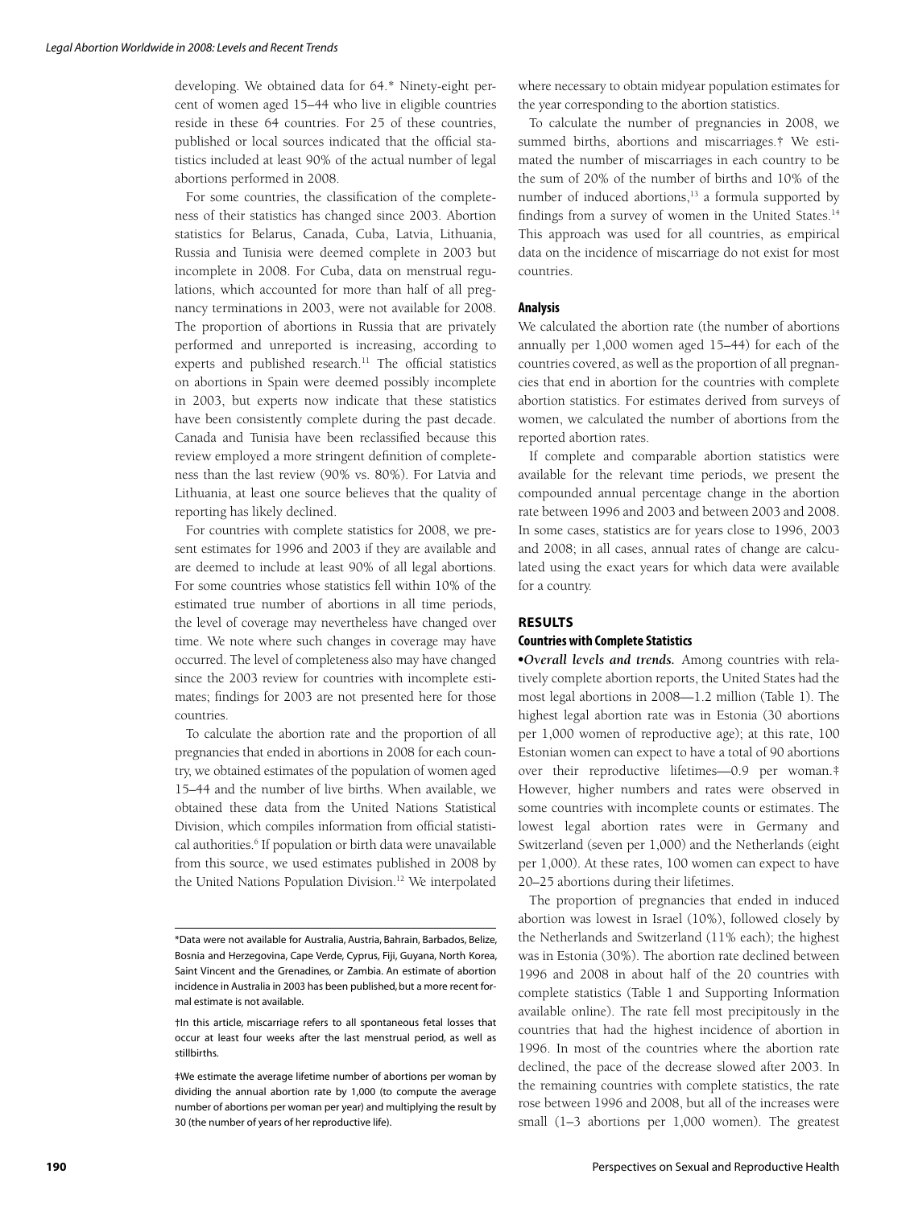developing. We obtained data for 64.* Ninety-eight percent of women aged 15–44 who live in eligible countries reside in these 64 countries. For 25 of these countries, published or local sources indicated that the official statistics included at least 90% of the actual number of legal abortions performed in 2008.

For some countries, the classification of the completeness of their statistics has changed since 2003. Abortion statistics for Belarus, Canada, Cuba, Latvia, Lithuania, Russia and Tunisia were deemed complete in 2003 but incomplete in 2008. For Cuba, data on menstrual regulations, which accounted for more than half of all pregnancy terminations in 2003, were not available for 2008. The proportion of abortions in Russia that are privately performed and unreported is increasing, according to experts and published research.[11] The official statistics on abortions in Spain were deemed possibly incomplete in 2003, but experts now indicate that these statistics have been consistently complete during the past decade. Canada and Tunisia have been reclassified because this review employed a more stringent definition of completeness than the last review (90% vs. 80%). For Latvia and Lithuania, at least one source believes that the quality of reporting has likely declined.

For countries with complete statistics for 2008, we present estimates for 1996 and 2003 if they are available and are deemed to include at least 90% of all legal abortions. For some countries whose statistics fell within 10% of the estimated true number of abortions in all time periods, the level of coverage may nevertheless have changed over time. We note where such changes in coverage may have occurred. The level of completeness also may have changed since the 2003 review for countries with incomplete estimates; findings for 2003 are not presented here for those countries.

To calculate the abortion rate and the proportion of all pregnancies that ended in abortions in 2008 for each country, we obtained estimates of the population of women aged 15–44 and the number of live births. When available, we obtained these data from the United Nations Statistical Division, which compiles information from official statistical authorities.[6] If population or birth data were unavailable from this source, we used estimates published in 2008 by the United Nations Population Division.[12] We interpolated where necessary to obtain midyear population estimates for the year corresponding to the abortion statistics.

To calculate the number of pregnancies in 2008, we summed births, abortions and miscarriages.† We estimated the number of miscarriages in each country to be the sum of 20% of the number of births and 10% of the number of induced abortions,[13] a formula supported by findings from a survey of women in the United States.[14] This approach was used for all countries, as empirical data on the incidence of miscarriage do not exist for most countries.

### Analysis

We calculated the abortion rate (the number of abortions annually per 1,000 women aged 15–44) for each of the countries covered, as well as the proportion of all pregnancies that end in abortion for the countries with complete abortion statistics. For estimates derived from surveys of women, we calculated the number of abortions from the reported abortion rates.

If complete and comparable abortion statistics were available for the relevant time periods, we present the compounded annual percentage change in the abortion rate between 1996 and 2003 and between 2003 and 2008. In some cases, statistics are for years close to 1996, 2003 and 2008; in all cases, annual rates of change are calculated using the exact years for which data were available for a country.

## RESULTS

### Countries with Complete Statistics

•***Overall levels and trends.*** Among countries with relatively complete abortion reports, the United States had the most legal abortions in 2008—1.2 million (Table 1). The highest legal abortion rate was in Estonia (30 abortions per 1,000 women of reproductive age); at this rate, 100 Estonian women can expect to have a total of 90 abortions over their reproductive lifetimes—0.9 per woman.‡ However, higher numbers and rates were observed in some countries with incomplete counts or estimates. The lowest legal abortion rates were in Germany and Switzerland (seven per 1,000) and the Netherlands (eight per 1,000). At these rates, 100 women can expect to have 20–25 abortions during their lifetimes.

The proportion of pregnancies that ended in induced abortion was lowest in Israel (10%), followed closely by the Netherlands and Switzerland (11% each); the highest was in Estonia (30%). The abortion rate declined between 1996 and 2008 in about half of the 20 countries with complete statistics (Table 1 and Supporting Information available online). The rate fell most precipitously in the countries that had the highest incidence of abortion in 1996. In most of the countries where the abortion rate declined, the pace of the decrease slowed after 2003. In the remaining countries with complete statistics, the rate rose between 1996 and 2008, but all of the increases were small (1–3 abortions per 1,000 women). The greatest

*Data were not available for Australia, Austria, Bahrain, Barbados, Belize, Bosnia and Herzegovina, Cape Verde, Cyprus, Fiji, Guyana, North Korea, Saint Vincent and the Grenadines, or Zambia. An estimate of abortion incidence in Australia in 2003 has been published, but a more recent formal estimate is not available.

†In this article, miscarriage refers to all spontaneous fetal losses that occur at least four weeks after the last menstrual period, as well as stillbirths.

‡We estimate the average lifetime number of abortions per woman by dividing the annual abortion rate by 1,000 (to compute the average number of abortions per woman per year) and multiplying the result by 30 (the number of years of her reproductive life).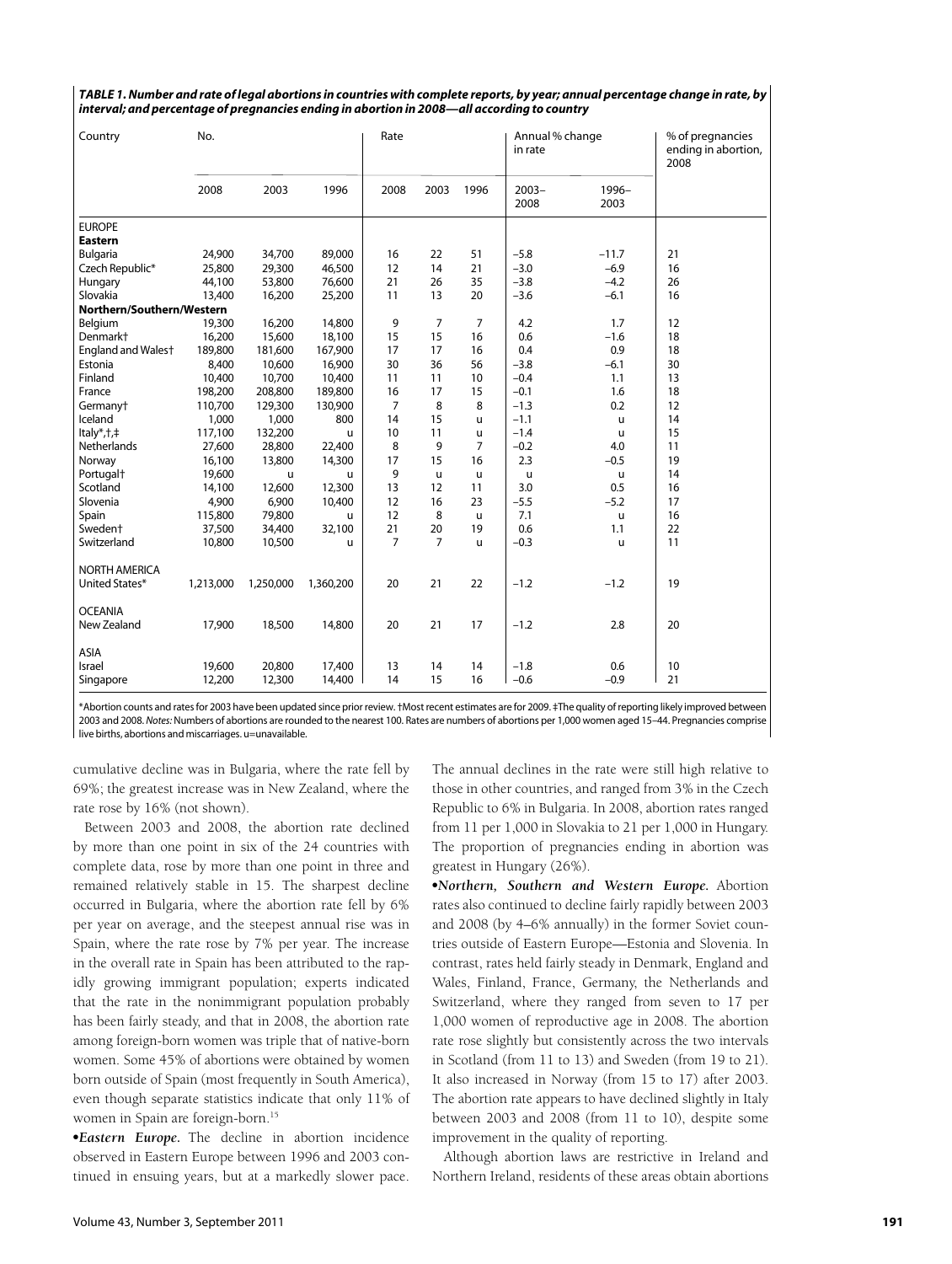***TABLE 1. Number and rate of legal abortions in countries with complete reports, by year; annual percentage change in rate, by interval; and percentage of pregnancies ending in abortion in 2008—all according to country***

| Country | No. | | | Rate | | | Annual % change in rate | | % of pregnancies ending in abortion, 2008 |
|---|---|---|---|---|---|---|---|---|---|
| | 2008 | 2003 | 1996 | 2008 | 2003 | 1996 | 2003–2008 | 1996–2003 | |
| **EUROPE** | | | | | | | | | |
| **Eastern** | | | | | | | | | |
| Bulgaria | 24,900 | 34,700 | 89,000 | 16 | 22 | 51 | −5.8 | −11.7 | 21 |
| Czech Republic* | 25,800 | 29,300 | 46,500 | 12 | 14 | 21 | −3.0 | −6.9 | 16 |
| Hungary | 44,100 | 53,800 | 76,600 | 21 | 26 | 35 | −3.8 | −4.2 | 26 |
| Slovakia | 13,400 | 16,200 | 25,200 | 11 | 13 | 20 | −3.6 | −6.1 | 16 |
| **Northern/Southern/Western** | | | | | | | | | |
| Belgium | 19,300 | 16,200 | 14,800 | 9 | 7 | 7 | 4.2 | 1.7 | 12 |
| Denmark† | 16,200 | 15,600 | 18,100 | 15 | 15 | 16 | 0.6 | −1.6 | 18 |
| England and Wales† | 189,800 | 181,600 | 167,900 | 17 | 17 | 16 | 0.4 | 0.9 | 18 |
| Estonia | 8,400 | 10,600 | 16,900 | 30 | 36 | 56 | −3.8 | −6.1 | 30 |
| Finland | 10,400 | 10,700 | 10,400 | 11 | 11 | 10 | −0.4 | 1.1 | 13 |
| France | 198,200 | 208,800 | 189,800 | 16 | 17 | 15 | −0.1 | 1.6 | 18 |
| Germany† | 110,700 | 129,300 | 130,900 | 7 | 8 | 8 | −1.3 | 0.2 | 12 |
| Iceland | 1,000 | 1,000 | 800 | 14 | 15 | u | −1.1 | u | 14 |
| Italy*,†,‡ | 117,100 | 132,200 | u | 10 | 11 | u | −1.4 | u | 15 |
| Netherlands | 27,600 | 28,800 | 22,400 | 8 | 9 | 7 | −0.2 | 4.0 | 11 |
| Norway | 16,100 | 13,800 | 14,300 | 17 | 15 | 16 | 2.3 | −0.5 | 19 |
| Portugal† | 19,600 | u | u | 9 | u | u | u | u | 14 |
| Scotland | 14,100 | 12,600 | 12,300 | 13 | 12 | 11 | 3.0 | 0.5 | 16 |
| Slovenia | 4,900 | 6,900 | 10,400 | 12 | 16 | 23 | −5.5 | −5.2 | 17 |
| Spain | 115,800 | 79,800 | u | 12 | 8 | u | 7.1 | u | 16 |
| Sweden† | 37,500 | 34,400 | 32,100 | 21 | 20 | 19 | 0.6 | 1.1 | 22 |
| Switzerland | 10,800 | 10,500 | u | 7 | 7 | u | −0.3 | u | 11 |
| NORTH AMERICA | | | | | | | | | |
| United States* | 1,213,000 | 1,250,000 | 1,360,200 | 20 | 21 | 22 | −1.2 | −1.2 | 19 |
| OCEANIA | | | | | | | | | |
| New Zealand | 17,900 | 18,500 | 14,800 | 20 | 21 | 17 | −1.2 | 2.8 | 20 |
| ASIA | | | | | | | | | |
| Israel | 19,600 | 20,800 | 17,400 | 13 | 14 | 14 | −1.8 | 0.6 | 10 |
| Singapore | 12,200 | 12,300 | 14,400 | 14 | 15 | 16 | −0.6 | −0.9 | 21 |

*Abortion counts and rates for 2003 have been updated since prior review. †Most recent estimates are for 2009. ‡The quality of reporting likely improved between 2003 and 2008. *Notes:* Numbers of abortions are rounded to the nearest 100. Rates are numbers of abortions per 1,000 women aged 15–44. Pregnancies comprise live births, abortions and miscarriages. u=unavailable.

cumulative decline was in Bulgaria, where the rate fell by 69%; the greatest increase was in New Zealand, where the rate rose by 16% (not shown).

Between 2003 and 2008, the abortion rate declined by more than one point in six of the 24 countries with complete data, rose by more than one point in three and remained relatively stable in 15. The sharpest decline occurred in Bulgaria, where the abortion rate fell by 6% per year on average, and the steepest annual rise was in Spain, where the rate rose by 7% per year. The increase in the overall rate in Spain has been attributed to the rapidly growing immigrant population; experts indicated that the rate in the nonimmigrant population probably has been fairly steady, and that in 2008, the abortion rate among foreign-born women was triple that of native-born women. Some 45% of abortions were obtained by women born outside of Spain (most frequently in South America), even though separate statistics indicate that only 11% of women in Spain are foreign-born.[15]

•***Eastern Europe.*** The decline in abortion incidence observed in Eastern Europe between 1996 and 2003 continued in ensuing years, but at a markedly slower pace. The annual declines in the rate were still high relative to those in other countries, and ranged from 3% in the Czech Republic to 6% in Bulgaria. In 2008, abortion rates ranged from 11 per 1,000 in Slovakia to 21 per 1,000 in Hungary. The proportion of pregnancies ending in abortion was greatest in Hungary (26%).

•***Northern, Southern and Western Europe.*** Abortion rates also continued to decline fairly rapidly between 2003 and 2008 (by 4–6% annually) in the former Soviet countries outside of Eastern Europe—Estonia and Slovenia. In contrast, rates held fairly steady in Denmark, England and Wales, Finland, France, Germany, the Netherlands and Switzerland, where they ranged from seven to 17 per 1,000 women of reproductive age in 2008. The abortion rate rose slightly but consistently across the two intervals in Scotland (from 11 to 13) and Sweden (from 19 to 21). It also increased in Norway (from 15 to 17) after 2003. The abortion rate appears to have declined slightly in Italy between 2003 and 2008 (from 11 to 10), despite some improvement in the quality of reporting.

Although abortion laws are restrictive in Ireland and Northern Ireland, residents of these areas obtain abortions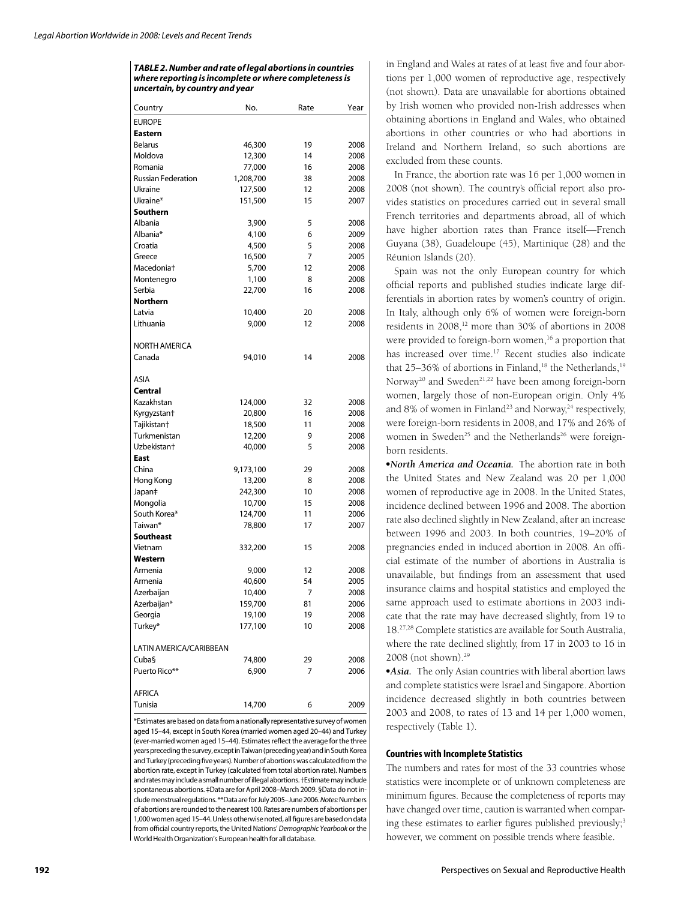**TABLE 2. Number and rate of legal abortions in countries where reporting is incomplete or where completeness is uncertain, by country and year**

| Country | No. | Rate | Year |
|---|---|---|---|
| EUROPE | | | |
| **Eastern** | | | |
| Belarus | 46,300 | 19 | 2008 |
| Moldova | 12,300 | 14 | 2008 |
| Romania | 77,000 | 16 | 2008 |
| Russian Federation | 1,208,700 | 38 | 2008 |
| Ukraine | 127,500 | 12 | 2008 |
| Ukraine* | 151,500 | 15 | 2007 |
| **Southern** | | | |
| Albania | 3,900 | 5 | 2008 |
| Albania* | 4,100 | 6 | 2009 |
| Croatia | 4,500 | 5 | 2008 |
| Greece | 16,500 | 7 | 2005 |
| Macedonia† | 5,700 | 12 | 2008 |
| Montenegro | 1,100 | 8 | 2008 |
| Serbia | 22,700 | 16 | 2008 |
| **Northern** | | | |
| Latvia | 10,400 | 20 | 2008 |
| Lithuania | 9,000 | 12 | 2008 |
| NORTH AMERICA | | | |
| Canada | 94,010 | 14 | 2008 |
| ASIA | | | |
| **Central** | | | |
| Kazakhstan | 124,000 | 32 | 2008 |
| Kyrgyzstan† | 20,800 | 16 | 2008 |
| Tajikistan† | 18,500 | 11 | 2008 |
| Turkmenistan | 12,200 | 9 | 2008 |
| Uzbekistan† | 40,000 | 5 | 2008 |
| **East** | | | |
| China | 9,173,100 | 29 | 2008 |
| Hong Kong | 13,200 | 8 | 2008 |
| Japan‡ | 242,300 | 10 | 2008 |
| Mongolia | 10,700 | 15 | 2008 |
| South Korea* | 124,700 | 11 | 2006 |
| Taiwan* | 78,800 | 17 | 2007 |
| **Southeast** | | | |
| Vietnam | 332,200 | 15 | 2008 |
| **Western** | | | |
| Armenia | 9,000 | 12 | 2008 |
| Armenia | 40,600 | 54 | 2005 |
| Azerbaijan | 10,400 | 7 | 2008 |
| Azerbaijan* | 159,700 | 81 | 2006 |
| Georgia | 19,100 | 19 | 2008 |
| Turkey* | 177,100 | 10 | 2008 |
| LATIN AMERICA/CARIBBEAN | | | |
| Cuba§ | 74,800 | 29 | 2008 |
| Puerto Rico** | 6,900 | 7 | 2006 |
| AFRICA | | | |
| Tunisia | 14,700 | 6 | 2009 |

*Estimates are based on data from a nationally representative survey of women aged 15–44, except in South Korea (married women aged 20–44) and Turkey (ever-married women aged 15–44). Estimates reflect the average for the three years preceding the survey, except in Taiwan (preceding year) and in South Korea and Turkey (preceding five years). Number of abortions was calculated from the abortion rate, except in Turkey (calculated from total abortion rate). Numbers and rates may include a small number of illegal abortions. †Estimate may include spontaneous abortions. ‡Data are for April 2008–March 2009. §Data do not include menstrual regulations. **Data are for July 2005–June 2006. *Notes:* Numbers of abortions are rounded to the nearest 100. Rates are numbers of abortions per 1,000 women aged 15–44. Unless otherwise noted, all figures are based on data from official country reports, the United Nations' *Demographic Yearbook* or the World Health Organization's European health for all database.

in England and Wales at rates of at least five and four abortions per 1,000 women of reproductive age, respectively (not shown). Data are unavailable for abortions obtained by Irish women who provided non-Irish addresses when obtaining abortions in England and Wales, who obtained abortions in other countries or who had abortions in Ireland and Northern Ireland, so such abortions are excluded from these counts.

In France, the abortion rate was 16 per 1,000 women in 2008 (not shown). The country's official report also provides statistics on procedures carried out in several small French territories and departments abroad, all of which have higher abortion rates than France itself—French Guyana (38), Guadeloupe (45), Martinique (28) and the Réunion Islands (20).

Spain was not the only European country for which official reports and published studies indicate large differentials in abortion rates by women's country of origin. In Italy, although only 6% of women were foreign-born residents in 2008,[12] more than 30% of abortions in 2008 were provided to foreign-born women,[16] a proportion that has increased over time.[17] Recent studies also indicate that 25–36% of abortions in Finland,[18] the Netherlands,[19] Norway[20] and Sweden[21,22] have been among foreign-born women, largely those of non-European origin. Only 4% and 8% of women in Finland[23] and Norway,[24] respectively, were foreign-born residents in 2008, and 17% and 26% of women in Sweden[25] and the Netherlands[26] were foreign-born residents.

•***North America and Oceania.*** The abortion rate in both the United States and New Zealand was 20 per 1,000 women of reproductive age in 2008. In the United States, incidence declined between 1996 and 2008. The abortion rate also declined slightly in New Zealand, after an increase between 1996 and 2003. In both countries, 19–20% of pregnancies ended in induced abortion in 2008. An official estimate of the number of abortions in Australia is unavailable, but findings from an assessment that used insurance claims and hospital statistics and employed the same approach used to estimate abortions in 2003 indicate that the rate may have decreased slightly, from 19 to 18.[27,28] Complete statistics are available for South Australia, where the rate declined slightly, from 17 in 2003 to 16 in 2008 (not shown).[29]

•***Asia.*** The only Asian countries with liberal abortion laws and complete statistics were Israel and Singapore. Abortion incidence decreased slightly in both countries between 2003 and 2008, to rates of 13 and 14 per 1,000 women, respectively (Table 1).

### Countries with Incomplete Statistics

The numbers and rates for most of the 33 countries whose statistics were incomplete or of unknown completeness are minimum figures. Because the completeness of reports may have changed over time, caution is warranted when comparing these estimates to earlier figures published previously;[3] however, we comment on possible trends where feasible.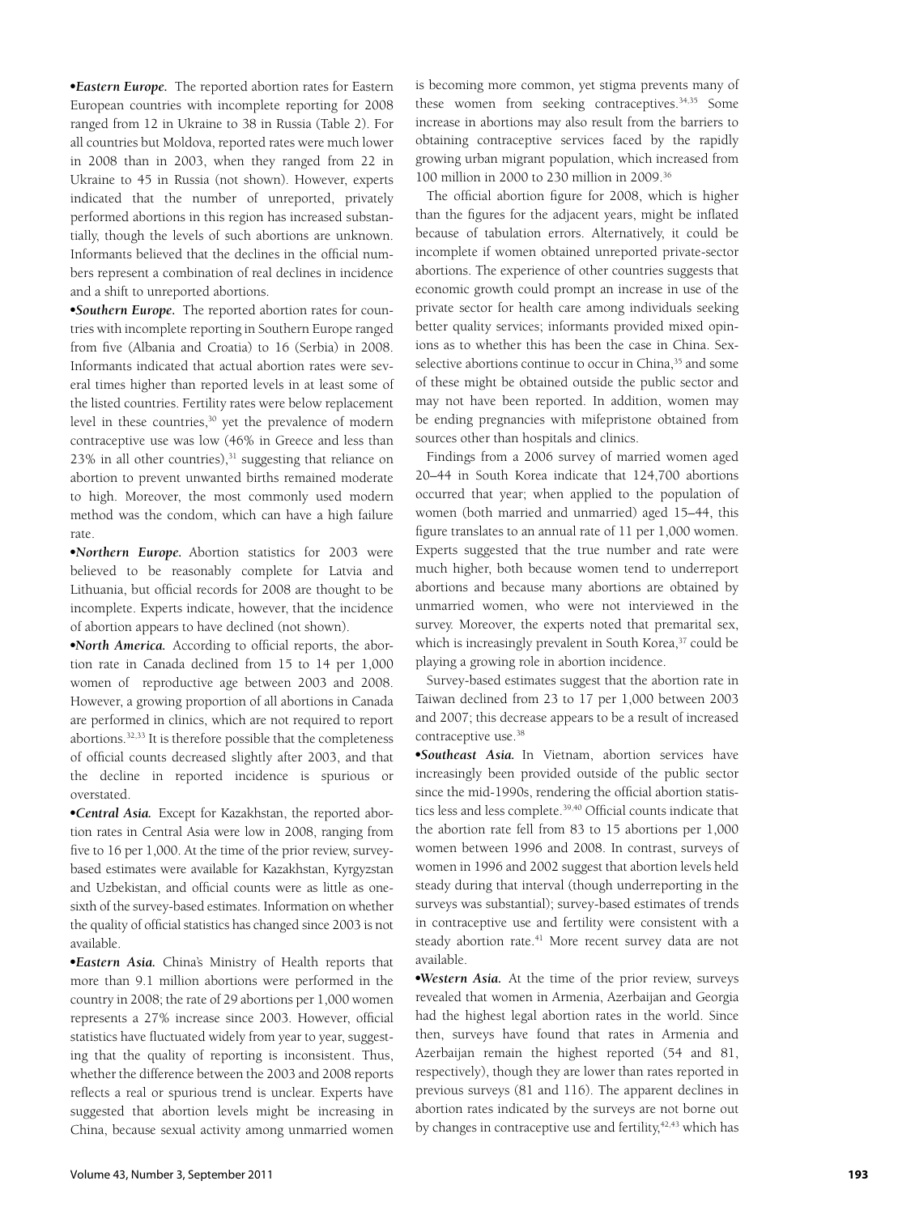•***Eastern Europe.*** The reported abortion rates for Eastern European countries with incomplete reporting for 2008 ranged from 12 in Ukraine to 38 in Russia (Table 2). For all countries but Moldova, reported rates were much lower in 2008 than in 2003, when they ranged from 22 in Ukraine to 45 in Russia (not shown). However, experts indicated that the number of unreported, privately performed abortions in this region has increased substantially, though the levels of such abortions are unknown. Informants believed that the declines in the official numbers represent a combination of real declines in incidence and a shift to unreported abortions.

•***Southern Europe.*** The reported abortion rates for countries with incomplete reporting in Southern Europe ranged from five (Albania and Croatia) to 16 (Serbia) in 2008. Informants indicated that actual abortion rates were several times higher than reported levels in at least some of the listed countries. Fertility rates were below replacement level in these countries,[30] yet the prevalence of modern contraceptive use was low (46% in Greece and less than 23% in all other countries),[31] suggesting that reliance on abortion to prevent unwanted births remained moderate to high. Moreover, the most commonly used modern method was the condom, which can have a high failure rate.

•***Northern Europe.*** Abortion statistics for 2003 were believed to be reasonably complete for Latvia and Lithuania, but official records for 2008 are thought to be incomplete. Experts indicate, however, that the incidence of abortion appears to have declined (not shown).

•***North America.*** According to official reports, the abortion rate in Canada declined from 15 to 14 per 1,000 women of reproductive age between 2003 and 2008. However, a growing proportion of all abortions in Canada are performed in clinics, which are not required to report abortions.[32,33] It is therefore possible that the completeness of official counts decreased slightly after 2003, and that the decline in reported incidence is spurious or overstated.

•***Central Asia.*** Except for Kazakhstan, the reported abortion rates in Central Asia were low in 2008, ranging from five to 16 per 1,000. At the time of the prior review, survey-based estimates were available for Kazakhstan, Kyrgyzstan and Uzbekistan, and official counts were as little as one-sixth of the survey-based estimates. Information on whether the quality of official statistics has changed since 2003 is not available.

•***Eastern Asia.*** China's Ministry of Health reports that more than 9.1 million abortions were performed in the country in 2008; the rate of 29 abortions per 1,000 women represents a 27% increase since 2003. However, official statistics have fluctuated widely from year to year, suggesting that the quality of reporting is inconsistent. Thus, whether the difference between the 2003 and 2008 reports reflects a real or spurious trend is unclear. Experts have suggested that abortion levels might be increasing in China, because sexual activity among unmarried women is becoming more common, yet stigma prevents many of these women from seeking contraceptives.[34,35] Some increase in abortions may also result from the barriers to obtaining contraceptive services faced by the rapidly growing urban migrant population, which increased from 100 million in 2000 to 230 million in 2009.[36]

The official abortion figure for 2008, which is higher than the figures for the adjacent years, might be inflated because of tabulation errors. Alternatively, it could be incomplete if women obtained unreported private-sector abortions. The experience of other countries suggests that economic growth could prompt an increase in use of the private sector for health care among individuals seeking better quality services; informants provided mixed opinions as to whether this has been the case in China. Sex-selective abortions continue to occur in China,[35] and some of these might be obtained outside the public sector and may not have been reported. In addition, women may be ending pregnancies with mifepristone obtained from sources other than hospitals and clinics.

Findings from a 2006 survey of married women aged 20–44 in South Korea indicate that 124,700 abortions occurred that year; when applied to the population of women (both married and unmarried) aged 15–44, this figure translates to an annual rate of 11 per 1,000 women. Experts suggested that the true number and rate were much higher, both because women tend to underreport abortions and because many abortions are obtained by unmarried women, who were not interviewed in the survey. Moreover, the experts noted that premarital sex, which is increasingly prevalent in South Korea,[37] could be playing a growing role in abortion incidence.

Survey-based estimates suggest that the abortion rate in Taiwan declined from 23 to 17 per 1,000 between 2003 and 2007; this decrease appears to be a result of increased contraceptive use.[38]

•***Southeast Asia.*** In Vietnam, abortion services have increasingly been provided outside of the public sector since the mid-1990s, rendering the official abortion statistics less and less complete.[39,40] Official counts indicate that the abortion rate fell from 83 to 15 abortions per 1,000 women between 1996 and 2008. In contrast, surveys of women in 1996 and 2002 suggest that abortion levels held steady during that interval (though underreporting in the surveys was substantial); survey-based estimates of trends in contraceptive use and fertility were consistent with a steady abortion rate.[41] More recent survey data are not available.

•***Western Asia.*** At the time of the prior review, surveys revealed that women in Armenia, Azerbaijan and Georgia had the highest legal abortion rates in the world. Since then, surveys have found that rates in Armenia and Azerbaijan remain the highest reported (54 and 81, respectively), though they are lower than rates reported in previous surveys (81 and 116). The apparent declines in abortion rates indicated by the surveys are not borne out by changes in contraceptive use and fertility,[42,43] which has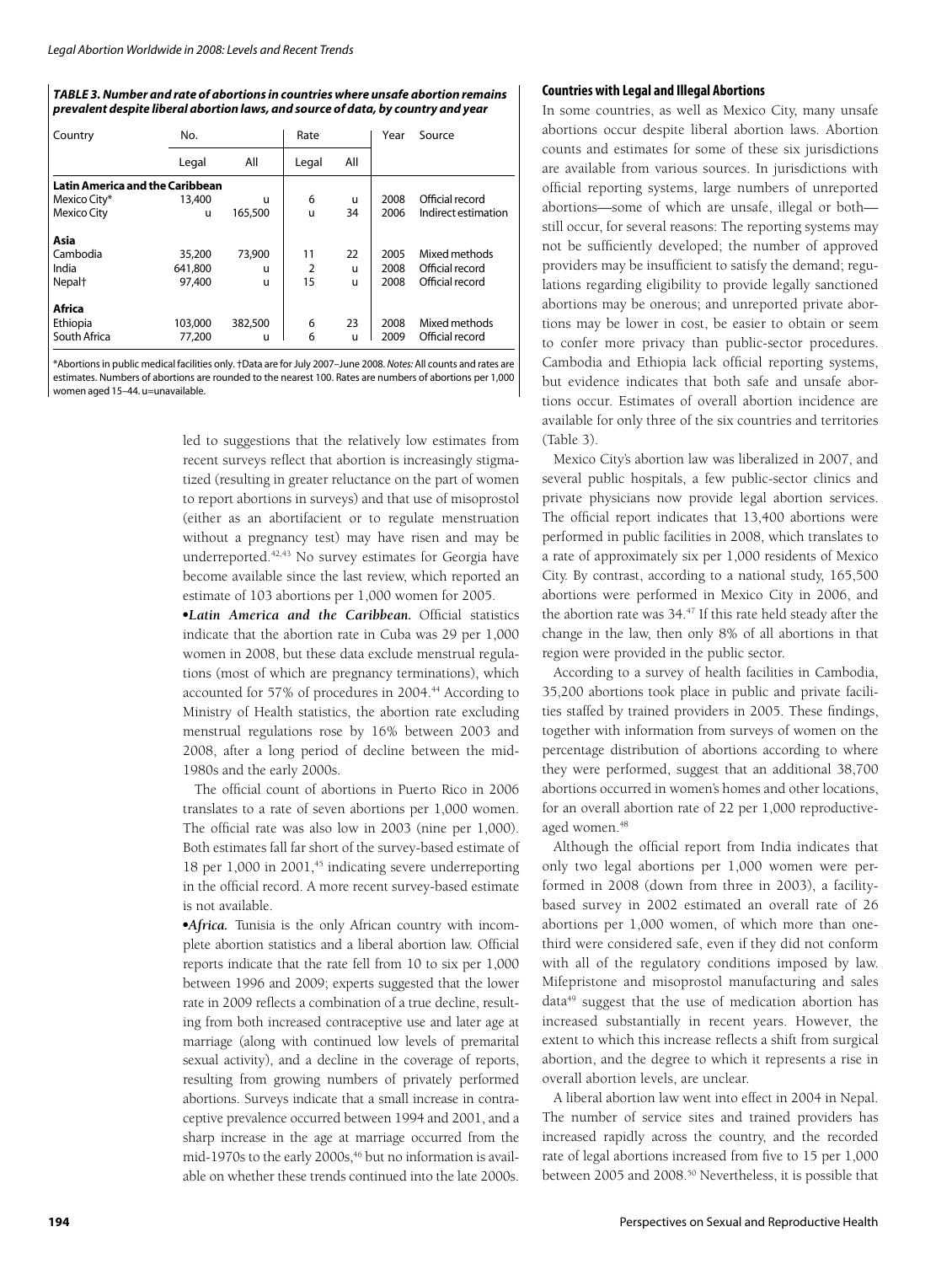**TABLE 3. Number and rate of abortions in countries where unsafe abortion remains prevalent despite liberal abortion laws, and source of data, by country and year**

| Country | No. | | Rate | | Year | Source |
|---|---|---|---|---|---|---|
| | Legal | All | Legal | All | | |
| **Latin America and the Caribbean** | | | | | | |
| Mexico City* | 13,400 | u | 6 | u | 2008 | Official record |
| Mexico City | u | 165,500 | u | 34 | 2006 | Indirect estimation |
| **Asia** | | | | | | |
| Cambodia | 35,200 | 73,900 | 11 | 22 | 2005 | Mixed methods |
| India | 641,800 | u | 2 | u | 2008 | Official record |
| Nepal† | 97,400 | u | 15 | u | 2008 | Official record |
| **Africa** | | | | | | |
| Ethiopia | 103,000 | 382,500 | 6 | 23 | 2008 | Mixed methods |
| South Africa | 77,200 | u | 6 | u | 2009 | Official record |

*Abortions in public medical facilities only. †Data are for July 2007–June 2008. *Notes:* All counts and rates are estimates. Numbers of abortions are rounded to the nearest 100. Rates are numbers of abortions per 1,000 women aged 15–44. u=unavailable.

led to suggestions that the relatively low estimates from recent surveys reflect that abortion is increasingly stigmatized (resulting in greater reluctance on the part of women to report abortions in surveys) and that use of misoprostol (either as an abortifacient or to regulate menstruation without a pregnancy test) may have risen and may be underreported.[42,43] No survey estimates for Georgia have become available since the last review, which reported an estimate of 103 abortions per 1,000 women for 2005.

•***Latin America and the Caribbean.*** Official statistics indicate that the abortion rate in Cuba was 29 per 1,000 women in 2008, but these data exclude menstrual regulations (most of which are pregnancy terminations), which accounted for 57% of procedures in 2004.[44] According to Ministry of Health statistics, the abortion rate excluding menstrual regulations rose by 16% between 2003 and 2008, after a long period of decline between the mid-1980s and the early 2000s.

The official count of abortions in Puerto Rico in 2006 translates to a rate of seven abortions per 1,000 women. The official rate was also low in 2003 (nine per 1,000). Both estimates fall far short of the survey-based estimate of 18 per 1,000 in 2001,[45] indicating severe underreporting in the official record. A more recent survey-based estimate is not available.

•***Africa.*** Tunisia is the only African country with incomplete abortion statistics and a liberal abortion law. Official reports indicate that the rate fell from 10 to six per 1,000 between 1996 and 2009; experts suggested that the lower rate in 2009 reflects a combination of a true decline, resulting from both increased contraceptive use and later age at marriage (along with continued low levels of premarital sexual activity), and a decline in the coverage of reports, resulting from growing numbers of privately performed abortions. Surveys indicate that a small increase in contraceptive prevalence occurred between 1994 and 2001, and a sharp increase in the age at marriage occurred from the mid-1970s to the early 2000s,[46] but no information is available on whether these trends continued into the late 2000s.

### Countries with Legal and Illegal Abortions

In some countries, as well as Mexico City, many unsafe abortions occur despite liberal abortion laws. Abortion counts and estimates for some of these six jurisdictions are available from various sources. In jurisdictions with official reporting systems, large numbers of unreported abortions—some of which are unsafe, illegal or both—still occur, for several reasons: The reporting systems may not be sufficiently developed; the number of approved providers may be insufficient to satisfy the demand; regulations regarding eligibility to provide legally sanctioned abortions may be onerous; and unreported private abortions may be lower in cost, be easier to obtain or seem to confer more privacy than public-sector procedures. Cambodia and Ethiopia lack official reporting systems, but evidence indicates that both safe and unsafe abortions occur. Estimates of overall abortion incidence are available for only three of the six countries and territories (Table 3).

Mexico City's abortion law was liberalized in 2007, and several public hospitals, a few public-sector clinics and private physicians now provide legal abortion services. The official report indicates that 13,400 abortions were performed in public facilities in 2008, which translates to a rate of approximately six per 1,000 residents of Mexico City. By contrast, according to a national study, 165,500 abortions were performed in Mexico City in 2006, and the abortion rate was 34.[47] If this rate held steady after the change in the law, then only 8% of all abortions in that region were provided in the public sector.

According to a survey of health facilities in Cambodia, 35,200 abortions took place in public and private facilities staffed by trained providers in 2005. These findings, together with information from surveys of women on the percentage distribution of abortions according to where they were performed, suggest that an additional 38,700 abortions occurred in women's homes and other locations, for an overall abortion rate of 22 per 1,000 reproductive-aged women.[48]

Although the official report from India indicates that only two legal abortions per 1,000 women were performed in 2008 (down from three in 2003), a facility-based survey in 2002 estimated an overall rate of 26 abortions per 1,000 women, of which more than one-third were considered safe, even if they did not conform with all of the regulatory conditions imposed by law. Mifepristone and misoprostol manufacturing and sales data[49] suggest that the use of medication abortion has increased substantially in recent years. However, the extent to which this increase reflects a shift from surgical abortion, and the degree to which it represents a rise in overall abortion levels, are unclear.

A liberal abortion law went into effect in 2004 in Nepal. The number of service sites and trained providers has increased rapidly across the country, and the recorded rate of legal abortions increased from five to 15 per 1,000 between 2005 and 2008.[50] Nevertheless, it is possible that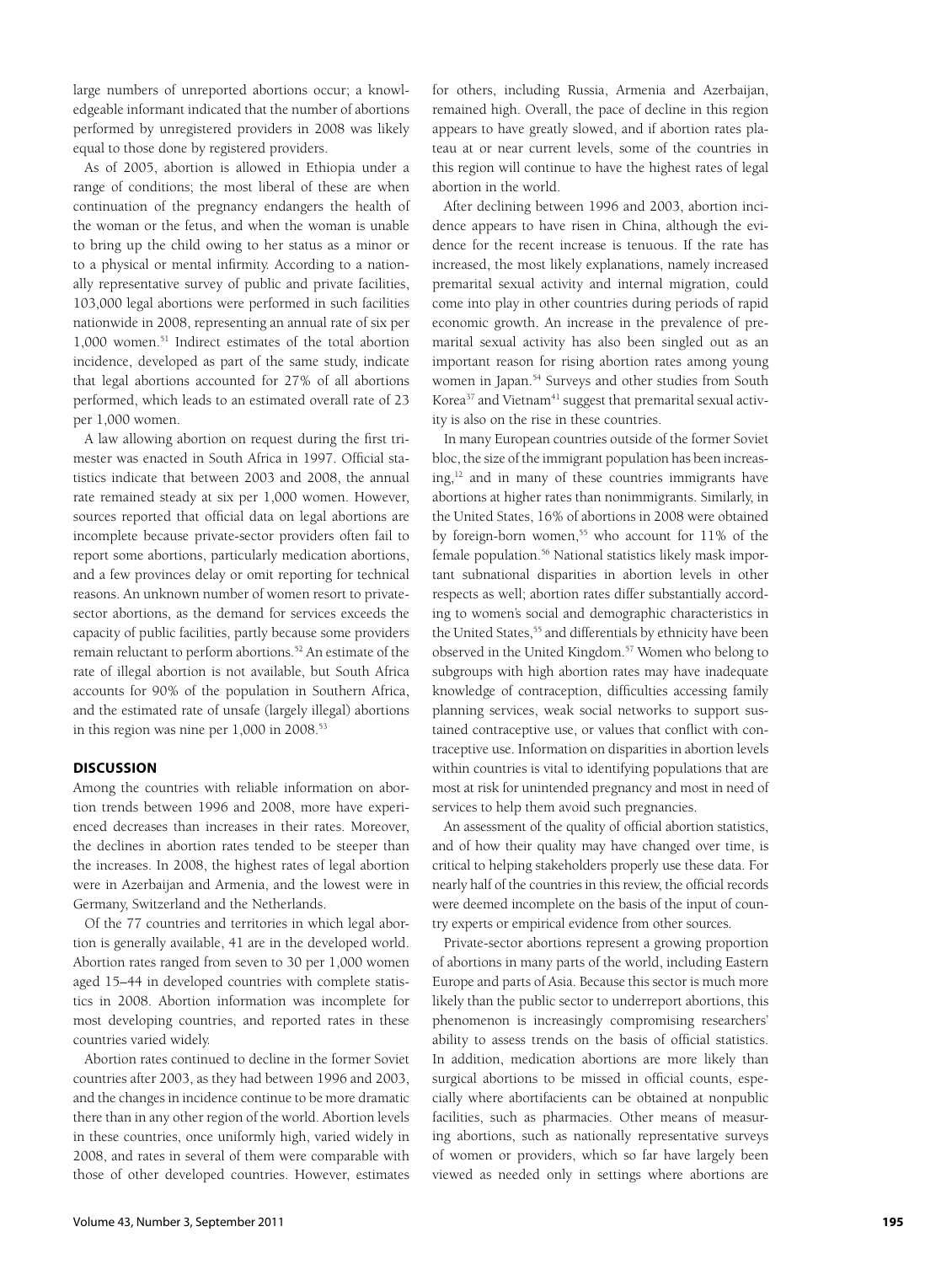large numbers of unreported abortions occur; a knowledgeable informant indicated that the number of abortions performed by unregistered providers in 2008 was likely equal to those done by registered providers.

As of 2005, abortion is allowed in Ethiopia under a range of conditions; the most liberal of these are when continuation of the pregnancy endangers the health of the woman or the fetus, and when the woman is unable to bring up the child owing to her status as a minor or to a physical or mental infirmity. According to a nationally representative survey of public and private facilities, 103,000 legal abortions were performed in such facilities nationwide in 2008, representing an annual rate of six per 1,000 women.[51] Indirect estimates of the total abortion incidence, developed as part of the same study, indicate that legal abortions accounted for 27% of all abortions performed, which leads to an estimated overall rate of 23 per 1,000 women.

A law allowing abortion on request during the first trimester was enacted in South Africa in 1997. Official statistics indicate that between 2003 and 2008, the annual rate remained steady at six per 1,000 women. However, sources reported that official data on legal abortions are incomplete because private-sector providers often fail to report some abortions, particularly medication abortions, and a few provinces delay or omit reporting for technical reasons. An unknown number of women resort to private-sector abortions, as the demand for services exceeds the capacity of public facilities, partly because some providers remain reluctant to perform abortions.[52] An estimate of the rate of illegal abortion is not available, but South Africa accounts for 90% of the population in Southern Africa, and the estimated rate of unsafe (largely illegal) abortions in this region was nine per 1,000 in 2008.[53]

## DISCUSSION

Among the countries with reliable information on abortion trends between 1996 and 2008, more have experienced decreases than increases in their rates. Moreover, the declines in abortion rates tended to be steeper than the increases. In 2008, the highest rates of legal abortion were in Azerbaijan and Armenia, and the lowest were in Germany, Switzerland and the Netherlands.

Of the 77 countries and territories in which legal abortion is generally available, 41 are in the developed world. Abortion rates ranged from seven to 30 per 1,000 women aged 15–44 in developed countries with complete statistics in 2008. Abortion information was incomplete for most developing countries, and reported rates in these countries varied widely.

Abortion rates continued to decline in the former Soviet countries after 2003, as they had between 1996 and 2003, and the changes in incidence continue to be more dramatic there than in any other region of the world. Abortion levels in these countries, once uniformly high, varied widely in 2008, and rates in several of them were comparable with those of other developed countries. However, estimates for others, including Russia, Armenia and Azerbaijan, remained high. Overall, the pace of decline in this region appears to have greatly slowed, and if abortion rates plateau at or near current levels, some of the countries in this region will continue to have the highest rates of legal abortion in the world.

After declining between 1996 and 2003, abortion incidence appears to have risen in China, although the evidence for the recent increase is tenuous. If the rate has increased, the most likely explanations, namely increased premarital sexual activity and internal migration, could come into play in other countries during periods of rapid economic growth. An increase in the prevalence of premarital sexual activity has also been singled out as an important reason for rising abortion rates among young women in Japan.[54] Surveys and other studies from South Korea[37] and Vietnam[41] suggest that premarital sexual activity is also on the rise in these countries.

In many European countries outside of the former Soviet bloc, the size of the immigrant population has been increasing,[12] and in many of these countries immigrants have abortions at higher rates than nonimmigrants. Similarly, in the United States, 16% of abortions in 2008 were obtained by foreign-born women,[55] who account for 11% of the female population.[56] National statistics likely mask important subnational disparities in abortion levels in other respects as well; abortion rates differ substantially according to women's social and demographic characteristics in the United States,[55] and differentials by ethnicity have been observed in the United Kingdom.[57] Women who belong to subgroups with high abortion rates may have inadequate knowledge of contraception, difficulties accessing family planning services, weak social networks to support sustained contraceptive use, or values that conflict with contraceptive use. Information on disparities in abortion levels within countries is vital to identifying populations that are most at risk for unintended pregnancy and most in need of services to help them avoid such pregnancies.

An assessment of the quality of official abortion statistics, and of how their quality may have changed over time, is critical to helping stakeholders properly use these data. For nearly half of the countries in this review, the official records were deemed incomplete on the basis of the input of country experts or empirical evidence from other sources.

Private-sector abortions represent a growing proportion of abortions in many parts of the world, including Eastern Europe and parts of Asia. Because this sector is much more likely than the public sector to underreport abortions, this phenomenon is increasingly compromising researchers' ability to assess trends on the basis of official statistics. In addition, medication abortions are more likely than surgical abortions to be missed in official counts, especially where abortifacients can be obtained at nonpublic facilities, such as pharmacies. Other means of measuring abortions, such as nationally representative surveys of women or providers, which so far have largely been viewed as needed only in settings where abortions are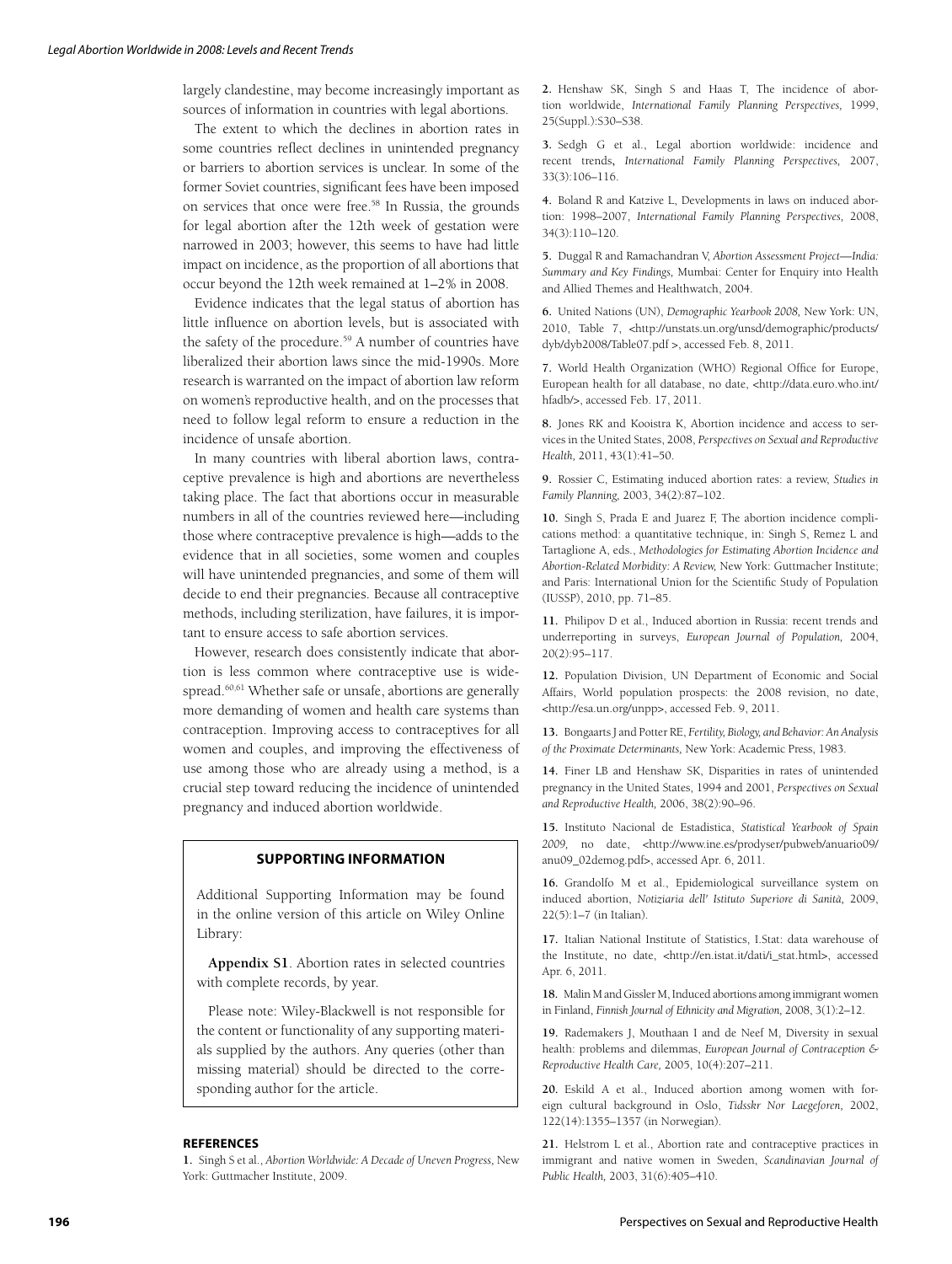largely clandestine, may become increasingly important as sources of information in countries with legal abortions.

The extent to which the declines in abortion rates in some countries reflect declines in unintended pregnancy or barriers to abortion services is unclear. In some of the former Soviet countries, significant fees have been imposed on services that once were free.[58] In Russia, the grounds for legal abortion after the 12th week of gestation were narrowed in 2003; however, this seems to have had little impact on incidence, as the proportion of all abortions that occur beyond the 12th week remained at 1–2% in 2008.

Evidence indicates that the legal status of abortion has little influence on abortion levels, but is associated with the safety of the procedure.[59] A number of countries have liberalized their abortion laws since the mid-1990s. More research is warranted on the impact of abortion law reform on women's reproductive health, and on the processes that need to follow legal reform to ensure a reduction in the incidence of unsafe abortion.

In many countries with liberal abortion laws, contraceptive prevalence is high and abortions are nevertheless taking place. The fact that abortions occur in measurable numbers in all of the countries reviewed here—including those where contraceptive prevalence is high—adds to the evidence that in all societies, some women and couples will have unintended pregnancies, and some of them will decide to end their pregnancies. Because all contraceptive methods, including sterilization, have failures, it is important to ensure access to safe abortion services.

However, research does consistently indicate that abortion is less common where contraceptive use is widespread.[60,61] Whether safe or unsafe, abortions are generally more demanding of women and health care systems than contraception. Improving access to contraceptives for all women and couples, and improving the effectiveness of use among those who are already using a method, is a crucial step toward reducing the incidence of unintended pregnancy and induced abortion worldwide.

## SUPPORTING INFORMATION

Additional Supporting Information may be found in the online version of this article on Wiley Online Library:

**Appendix S1**. Abortion rates in selected countries with complete records, by year.

Please note: Wiley-Blackwell is not responsible for the content or functionality of any supporting materials supplied by the authors. Any queries (other than missing material) should be directed to the corresponding author for the article.

## REFERENCES

**1.** Singh S et al., *Abortion Worldwide: A Decade of Uneven Progress,* New York: Guttmacher Institute, 2009.

**2.** Henshaw SK, Singh S and Haas T, The incidence of abortion worldwide, *International Family Planning Perspectives,* 1999, 25(Suppl.):S30–S38.

**3.** Sedgh G et al., Legal abortion worldwide: incidence and recent trends, *International Family Planning Perspectives,* 2007, 33(3):106–116.

**4.** Boland R and Katzive L, Developments in laws on induced abortion: 1998–2007, *International Family Planning Perspectives,* 2008, 34(3):110–120.

**5.** Duggal R and Ramachandran V, *Abortion Assessment Project—India: Summary and Key Findings,* Mumbai: Center for Enquiry into Health and Allied Themes and Healthwatch, 2004.

**6.** United Nations (UN), *Demographic Yearbook 2008,* New York: UN, 2010, Table 7, <http://unstats.un.org/unsd/demographic/products/dyb/dyb2008/Table07.pdf >, accessed Feb. 8, 2011.

**7.** World Health Organization (WHO) Regional Office for Europe, European health for all database, no date, <http://data.euro.who.int/hfadb/>, accessed Feb. 17, 2011.

**8.** Jones RK and Kooistra K, Abortion incidence and access to services in the United States, 2008, *Perspectives on Sexual and Reproductive Health,* 2011, 43(1):41–50.

**9.** Rossier C, Estimating induced abortion rates: a review, *Studies in Family Planning,* 2003, 34(2):87–102.

**10.** Singh S, Prada E and Juarez F, The abortion incidence complications method: a quantitative technique, in: Singh S, Remez L and Tartaglione A, eds., *Methodologies for Estimating Abortion Incidence and Abortion-Related Morbidity: A Review,* New York: Guttmacher Institute; and Paris: International Union for the Scientific Study of Population (IUSSP), 2010, pp. 71–85.

**11.** Philipov D et al., Induced abortion in Russia: recent trends and underreporting in surveys, *European Journal of Population,* 2004, 20(2):95–117.

**12.** Population Division, UN Department of Economic and Social Affairs, World population prospects: the 2008 revision, no date, <http://esa.un.org/unpp>, accessed Feb. 9, 2011.

**13.** Bongaarts J and Potter RE, *Fertility, Biology, and Behavior: An Analysis of the Proximate Determinants,* New York: Academic Press, 1983.

**14.** Finer LB and Henshaw SK, Disparities in rates of unintended pregnancy in the United States, 1994 and 2001, *Perspectives on Sexual and Reproductive Health,* 2006, 38(2):90–96.

**15.** Instituto Nacional de Estadistica, *Statistical Yearbook of Spain 2009,* no date, <http://www.ine.es/prodyser/pubweb/anuario09/anu09_02demog.pdf>, accessed Apr. 6, 2011.

**16.** Grandolfo M et al., Epidemiological surveillance system on induced abortion, *Notiziaria dell' Istituto Superiore di Sanità,* 2009, 22(5):1–7 (in Italian).

**17.** Italian National Institute of Statistics, I.Stat: data warehouse of the Institute, no date, <http://en.istat.it/dati/i_stat.html>, accessed Apr. 6, 2011.

**18.** Malin M and Gissler M, Induced abortions among immigrant women in Finland, *Finnish Journal of Ethnicity and Migration,* 2008, 3(1):2–12.

**19.** Rademakers J, Mouthaan I and de Neef M, Diversity in sexual health: problems and dilemmas, *European Journal of Contraception & Reproductive Health Care,* 2005, 10(4):207–211.

**20.** Eskild A et al., Induced abortion among women with foreign cultural background in Oslo, *Tidsskr Nor Laegeforen,* 2002, 122(14):1355–1357 (in Norwegian).

**21.** Helstrom L et al., Abortion rate and contraceptive practices in immigrant and native women in Sweden, *Scandinavian Journal of Public Health,* 2003, 31(6):405–410.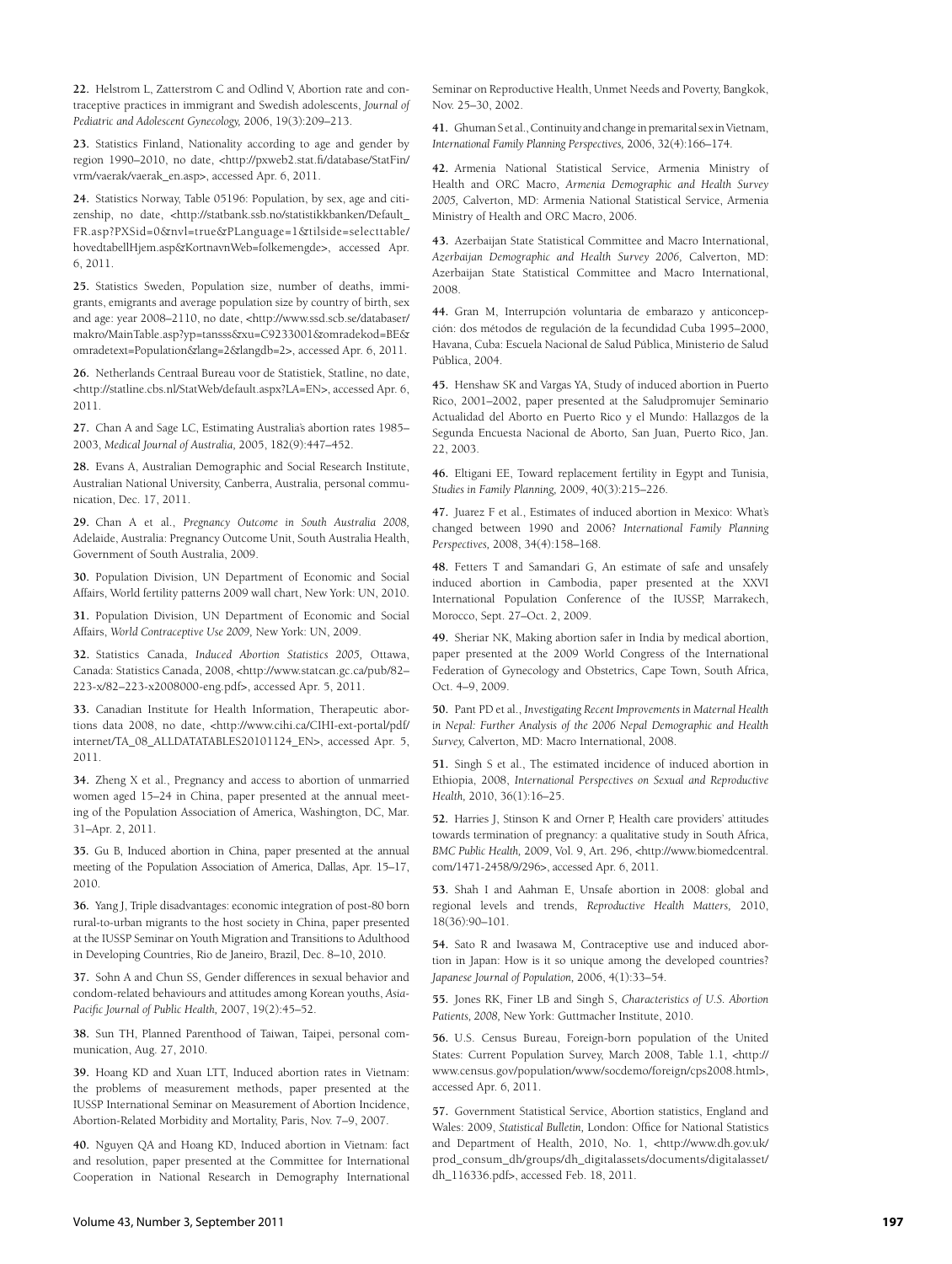**22.** Helstrom L, Zatterstrom C and Odlind V, Abortion rate and contraceptive practices in immigrant and Swedish adolescents, *Journal of Pediatric and Adolescent Gynecology,* 2006, 19(3):209–213.

**23.** Statistics Finland, Nationality according to age and gender by region 1990–2010, no date, <http://pxweb2.stat.fi/database/StatFin/vrm/vaerak/vaerak_en.asp>, accessed Apr. 6, 2011.

**24.** Statistics Norway, Table 05196: Population, by sex, age and citizenship, no date, <http://statbank.ssb.no/statistikkbanken/Default_FR.asp?PXSid=0&nvl=true&PLanguage=1&tilside=selecttable/hovedtabellHjem.asp&KortnavnWeb=folkemengde>, accessed Apr. 6, 2011.

**25.** Statistics Sweden, Population size, number of deaths, immigrants, emigrants and average population size by country of birth, sex and age: year 2008–2110, no date, <http://www.ssd.scb.se/databaser/makro/MainTable.asp?yp=tansss&xu=C9233001&omradekod=BE&omradetext=Population&lang=2&langdb=2>, accessed Apr. 6, 2011.

**26.** Netherlands Centraal Bureau voor de Statistiek, Statline, no date, <http://statline.cbs.nl/StatWeb/default.aspx?LA=EN>, accessed Apr. 6, 2011.

**27.** Chan A and Sage LC, Estimating Australia's abortion rates 1985–2003, *Medical Journal of Australia,* 2005, 182(9):447–452.

**28.** Evans A, Australian Demographic and Social Research Institute, Australian National University, Canberra, Australia, personal communication, Dec. 17, 2011.

**29.** Chan A et al., *Pregnancy Outcome in South Australia 2008,* Adelaide, Australia: Pregnancy Outcome Unit, South Australia Health, Government of South Australia, 2009.

**30.** Population Division, UN Department of Economic and Social Affairs, World fertility patterns 2009 wall chart, New York: UN, 2010.

**31.** Population Division, UN Department of Economic and Social Affairs, *World Contraceptive Use 2009,* New York: UN, 2009.

**32.** Statistics Canada, *Induced Abortion Statistics 2005,* Ottawa, Canada: Statistics Canada, 2008, <http://www.statcan.gc.ca/pub/82–223-x/82–223-x2008000-eng.pdf>, accessed Apr. 5, 2011.

**33.** Canadian Institute for Health Information, Therapeutic abortions data 2008, no date, <http://www.cihi.ca/CIHI-ext-portal/pdf/internet/TA_08_ALLDATATABLES20101124_EN>, accessed Apr. 5, 2011.

**34.** Zheng X et al., Pregnancy and access to abortion of unmarried women aged 15–24 in China, paper presented at the annual meeting of the Population Association of America, Washington, DC, Mar. 31–Apr. 2, 2011.

**35.** Gu B, Induced abortion in China, paper presented at the annual meeting of the Population Association of America, Dallas, Apr. 15–17, 2010.

**36.** Yang J, Triple disadvantages: economic integration of post-80 born rural-to-urban migrants to the host society in China, paper presented at the IUSSP Seminar on Youth Migration and Transitions to Adulthood in Developing Countries, Rio de Janeiro, Brazil, Dec. 8–10, 2010.

**37.** Sohn A and Chun SS, Gender differences in sexual behavior and condom-related behaviours and attitudes among Korean youths, *Asia-Pacific Journal of Public Health,* 2007, 19(2):45–52.

**38.** Sun TH, Planned Parenthood of Taiwan, Taipei, personal communication, Aug. 27, 2010.

**39.** Hoang KD and Xuan LTT, Induced abortion rates in Vietnam: the problems of measurement methods, paper presented at the IUSSP International Seminar on Measurement of Abortion Incidence, Abortion-Related Morbidity and Mortality, Paris, Nov. 7–9, 2007.

**40.** Nguyen QA and Hoang KD, Induced abortion in Vietnam: fact and resolution, paper presented at the Committee for International Cooperation in National Research in Demography International Seminar on Reproductive Health, Unmet Needs and Poverty, Bangkok, Nov. 25–30, 2002.

**41.** Ghuman S et al., Continuity and change in premarital sex in Vietnam, *International Family Planning Perspectives,* 2006, 32(4):166–174.

**42.** Armenia National Statistical Service, Armenia Ministry of Health and ORC Macro, *Armenia Demographic and Health Survey 2005,* Calverton, MD: Armenia National Statistical Service, Armenia Ministry of Health and ORC Macro, 2006.

**43.** Azerbaijan State Statistical Committee and Macro International, *Azerbaijan Demographic and Health Survey 2006,* Calverton, MD: Azerbaijan State Statistical Committee and Macro International, 2008.

**44.** Gran M, Interrupción voluntaria de embarazo y anticoncepción: dos métodos de regulación de la fecundidad Cuba 1995–2000, Havana, Cuba: Escuela Nacional de Salud Pública, Ministerio de Salud Pública, 2004.

**45.** Henshaw SK and Vargas YA, Study of induced abortion in Puerto Rico, 2001–2002, paper presented at the Saludpromujer Seminario Actualidad del Aborto en Puerto Rico y el Mundo: Hallazgos de la Segunda Encuesta Nacional de Aborto, San Juan, Puerto Rico, Jan. 22, 2003.

**46.** Eltigani EE, Toward replacement fertility in Egypt and Tunisia, *Studies in Family Planning,* 2009, 40(3):215–226.

**47.** Juarez F et al., Estimates of induced abortion in Mexico: What's changed between 1990 and 2006? *International Family Planning Perspectives,* 2008, 34(4):158–168.

**48.** Fetters T and Samandari G, An estimate of safe and unsafely induced abortion in Cambodia, paper presented at the XXVI International Population Conference of the IUSSP, Marrakech, Morocco, Sept. 27–Oct. 2, 2009.

**49.** Sheriar NK, Making abortion safer in India by medical abortion, paper presented at the 2009 World Congress of the International Federation of Gynecology and Obstetrics, Cape Town, South Africa, Oct. 4–9, 2009.

**50.** Pant PD et al., *Investigating Recent Improvements in Maternal Health in Nepal: Further Analysis of the 2006 Nepal Demographic and Health Survey,* Calverton, MD: Macro International, 2008.

**51.** Singh S et al., The estimated incidence of induced abortion in Ethiopia, 2008, *International Perspectives on Sexual and Reproductive Health,* 2010, 36(1):16–25.

**52.** Harries J, Stinson K and Orner P, Health care providers' attitudes towards termination of pregnancy: a qualitative study in South Africa, *BMC Public Health,* 2009, Vol. 9, Art. 296, <http://www.biomedcentral.com/1471-2458/9/296>, accessed Apr. 6, 2011.

**53.** Shah I and Aahman E, Unsafe abortion in 2008: global and regional levels and trends, *Reproductive Health Matters,* 2010, 18(36):90–101.

**54.** Sato R and Iwasawa M, Contraceptive use and induced abortion in Japan: How is it so unique among the developed countries? *Japanese Journal of Population,* 2006, 4(1):33–54.

**55.** Jones RK, Finer LB and Singh S, *Characteristics of U.S. Abortion Patients, 2008,* New York: Guttmacher Institute, 2010.

**56.** U.S. Census Bureau, Foreign-born population of the United States: Current Population Survey, March 2008, Table 1.1, <http://www.census.gov/population/www/socdemo/foreign/cps2008.html>, accessed Apr. 6, 2011.

**57.** Government Statistical Service, Abortion statistics, England and Wales: 2009, *Statistical Bulletin,* London: Office for National Statistics and Department of Health, 2010, No. 1, <http://www.dh.gov.uk/prod_consum_dh/groups/dh_digitalassets/documents/digitalasset/dh_116336.pdf>, accessed Feb. 18, 2011.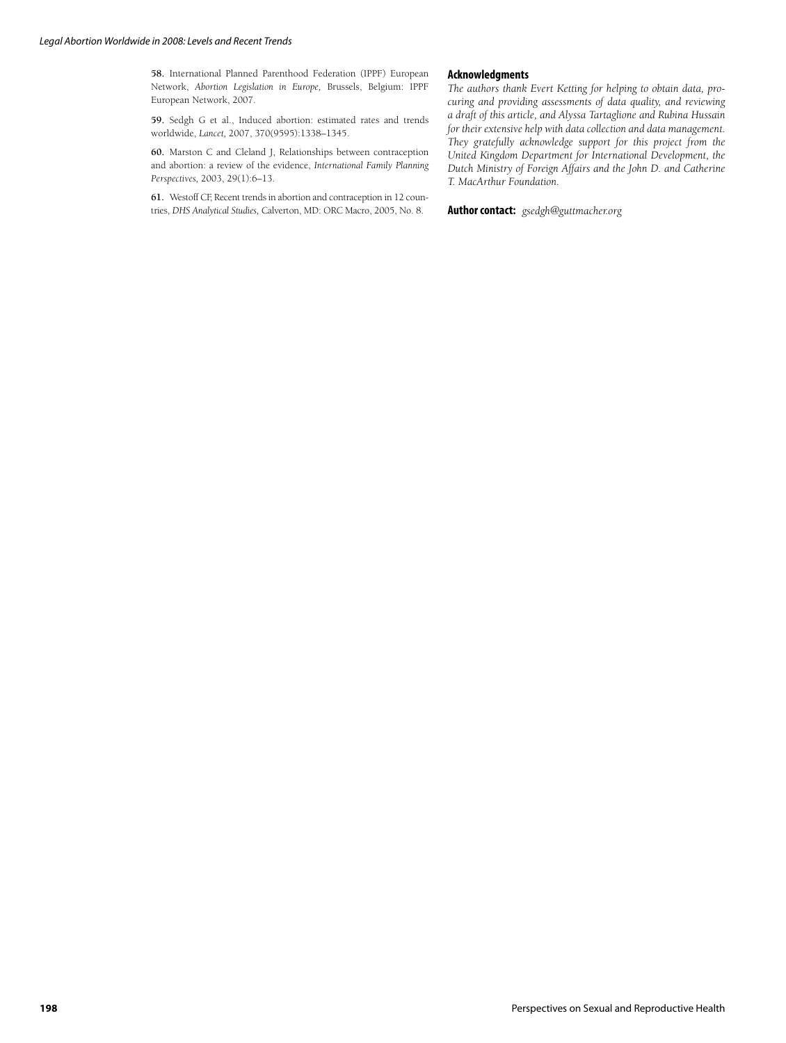**58.** International Planned Parenthood Federation (IPPF) European Network, *Abortion Legislation in Europe,* Brussels, Belgium: IPPF European Network, 2007.

**59.** Sedgh G et al., Induced abortion: estimated rates and trends worldwide, *Lancet,* 2007, 370(9595):1338–1345.

**60.** Marston C and Cleland J, Relationships between contraception and abortion: a review of the evidence, *International Family Planning Perspectives,* 2003, 29(1):6–13.

**61.** Westoff CF, Recent trends in abortion and contraception in 12 countries, *DHS Analytical Studies,* Calverton, MD: ORC Macro, 2005, No. 8.

## Acknowledgments

*The authors thank Evert Ketting for helping to obtain data, procuring and providing assessments of data quality, and reviewing a draft of this article, and Alyssa Tartaglione and Rubina Hussain for their extensive help with data collection and data management. They gratefully acknowledge support for this project from the United Kingdom Department for International Development, the Dutch Ministry of Foreign Affairs and the John D. and Catherine T. MacArthur Foundation.*

**Author contact:** *gsedgh@guttmacher.org*